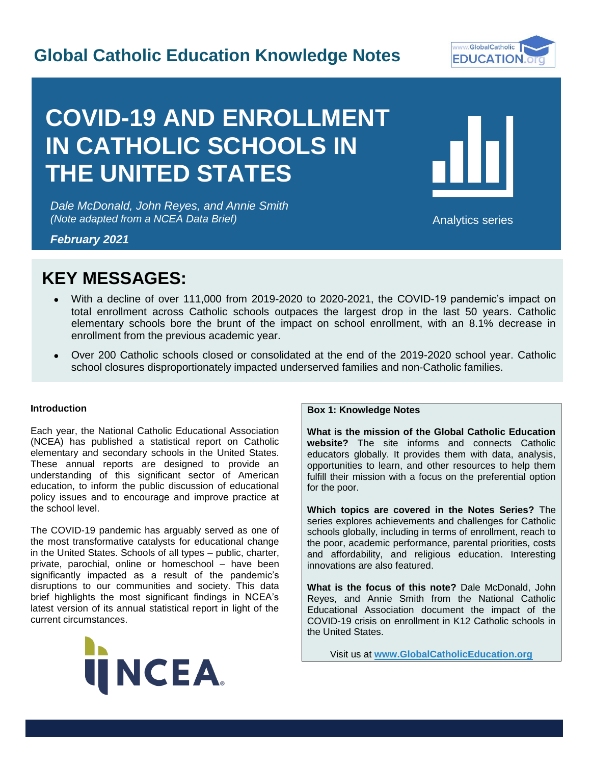## Global Catholic Education Knowledge Notes

# COVID-19 AND ENROLLMENT IN CATHOLIC SCHOOLS IN THE UNITED STATES

*Dale McDonald, John Reyes, and Annie Smith*
*(Note adapted from a NCEA Data Brief)*

***February 2021***

Analytics series

## KEY MESSAGES:

- With a decline of over 111,000 from 2019-2020 to 2020-2021, the COVID-19 pandemic's impact on total enrollment across Catholic schools outpaces the largest drop in the last 50 years. Catholic elementary schools bore the brunt of the impact on school enrollment, with an 8.1% decrease in enrollment from the previous academic year.
- Over 200 Catholic schools closed or consolidated at the end of the 2019-2020 school year. Catholic school closures disproportionately impacted underserved families and non-Catholic families.

**Introduction**

Each year, the National Catholic Educational Association (NCEA) has published a statistical report on Catholic elementary and secondary schools in the United States. These annual reports are designed to provide an understanding of this significant sector of American education, to inform the public discussion of educational policy issues and to encourage and improve practice at the school level.

The COVID-19 pandemic has arguably served as one of the most transformative catalysts for educational change in the United States. Schools of all types – public, charter, private, parochial, online or homeschool – have been significantly impacted as a result of the pandemic's disruptions to our communities and society. This data brief highlights the most significant findings in NCEA's latest version of its annual statistical report in light of the current circumstances.

NCEA

**Box 1: Knowledge Notes**

**What is the mission of the Global Catholic Education website?** The site informs and connects Catholic educators globally. It provides them with data, analysis, opportunities to learn, and other resources to help them fulfill their mission with a focus on the preferential option for the poor.

**Which topics are covered in the Notes Series?** The series explores achievements and challenges for Catholic schools globally, including in terms of enrollment, reach to the poor, academic performance, parental priorities, costs and affordability, and religious education. Interesting innovations are also featured.

**What is the focus of this note?** Dale McDonald, John Reyes, and Annie Smith from the National Catholic Educational Association document the impact of the COVID-19 crisis on enrollment in K12 Catholic schools in the United States.

Visit us at **www.GlobalCatholicEducation.org**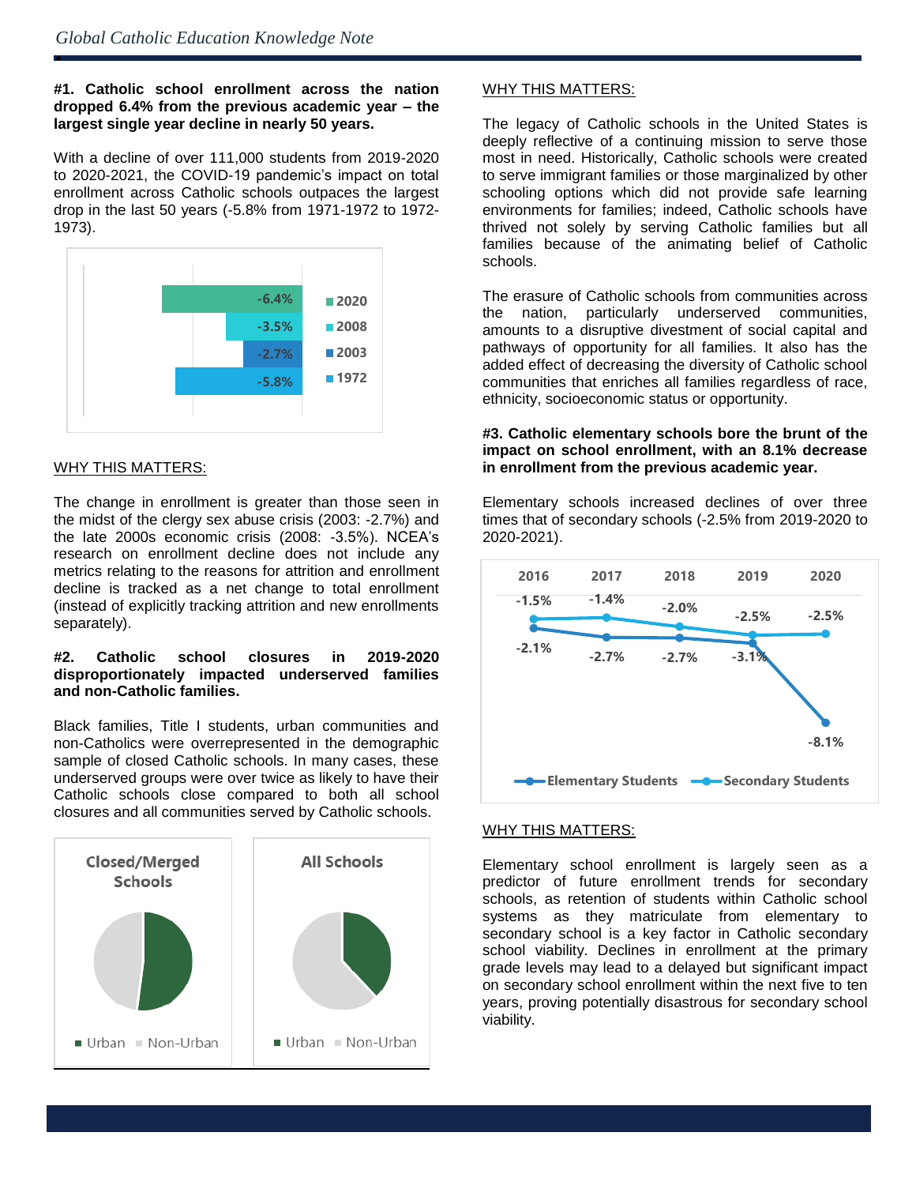**#1. Catholic school enrollment across the nation dropped 6.4% from the previous academic year – the largest single year decline in nearly 50 years.**

With a decline of over 111,000 students from 2019-2020 to 2020-2021, the COVID-19 pandemic's impact on total enrollment across Catholic schools outpaces the largest drop in the last 50 years (-5.8% from 1971-1972 to 1972-1973).

| Year | Change |
|---|---|
| 2020 | -6.4% |
| 2008 | -3.5% |
| 2003 | -2.7% |
| 1972 | -5.8% |

WHY THIS MATTERS:

The change in enrollment is greater than those seen in the midst of the clergy sex abuse crisis (2003: -2.7%) and the late 2000s economic crisis (2008: -3.5%). NCEA's research on enrollment decline does not include any metrics relating to the reasons for attrition and enrollment decline is tracked as a net change to total enrollment (instead of explicitly tracking attrition and new enrollments separately).

**#2. Catholic school closures in 2019-2020 disproportionately impacted underserved families and non-Catholic families.**

Black families, Title I students, urban communities and non-Catholics were overrepresented in the demographic sample of closed Catholic schools. In many cases, these underserved groups were over twice as likely to have their Catholic schools close compared to both all school closures and all communities served by Catholic schools.

Closed/Merged Schools — Urban / Non-Urban

All Schools — Urban / Non-Urban

WHY THIS MATTERS:

The legacy of Catholic schools in the United States is deeply reflective of a continuing mission to serve those most in need. Historically, Catholic schools were created to serve immigrant families or those marginalized by other schooling options which did not provide safe learning environments for families; indeed, Catholic schools have thrived not solely by serving Catholic families but all families because of the animating belief of Catholic schools.

The erasure of Catholic schools from communities across the nation, particularly underserved communities, amounts to a disruptive divestment of social capital and pathways of opportunity for all families. It also has the added effect of decreasing the diversity of Catholic school communities that enriches all families regardless of race, ethnicity, socioeconomic status or opportunity.

**#3. Catholic elementary schools bore the brunt of the impact on school enrollment, with an 8.1% decrease in enrollment from the previous academic year.**

Elementary schools increased declines of over three times that of secondary schools (-2.5% from 2019-2020 to 2020-2021).

| | 2016 | 2017 | 2018 | 2019 | 2020 |
|---|---|---|---|---|---|
| Elementary Students | -2.1% | -2.7% | -2.7% | -3.1% | -8.1% |
| Secondary Students | -1.5% | -1.4% | -2.0% | -2.5% | -2.5% |

WHY THIS MATTERS:

Elementary school enrollment is largely seen as a predictor of future enrollment trends for secondary schools, as retention of students within Catholic school systems as they matriculate from elementary to secondary school is a key factor in Catholic secondary school viability. Declines in enrollment at the primary grade levels may lead to a delayed but significant impact on secondary school enrollment within the next five to ten years, proving potentially disastrous for secondary school viability.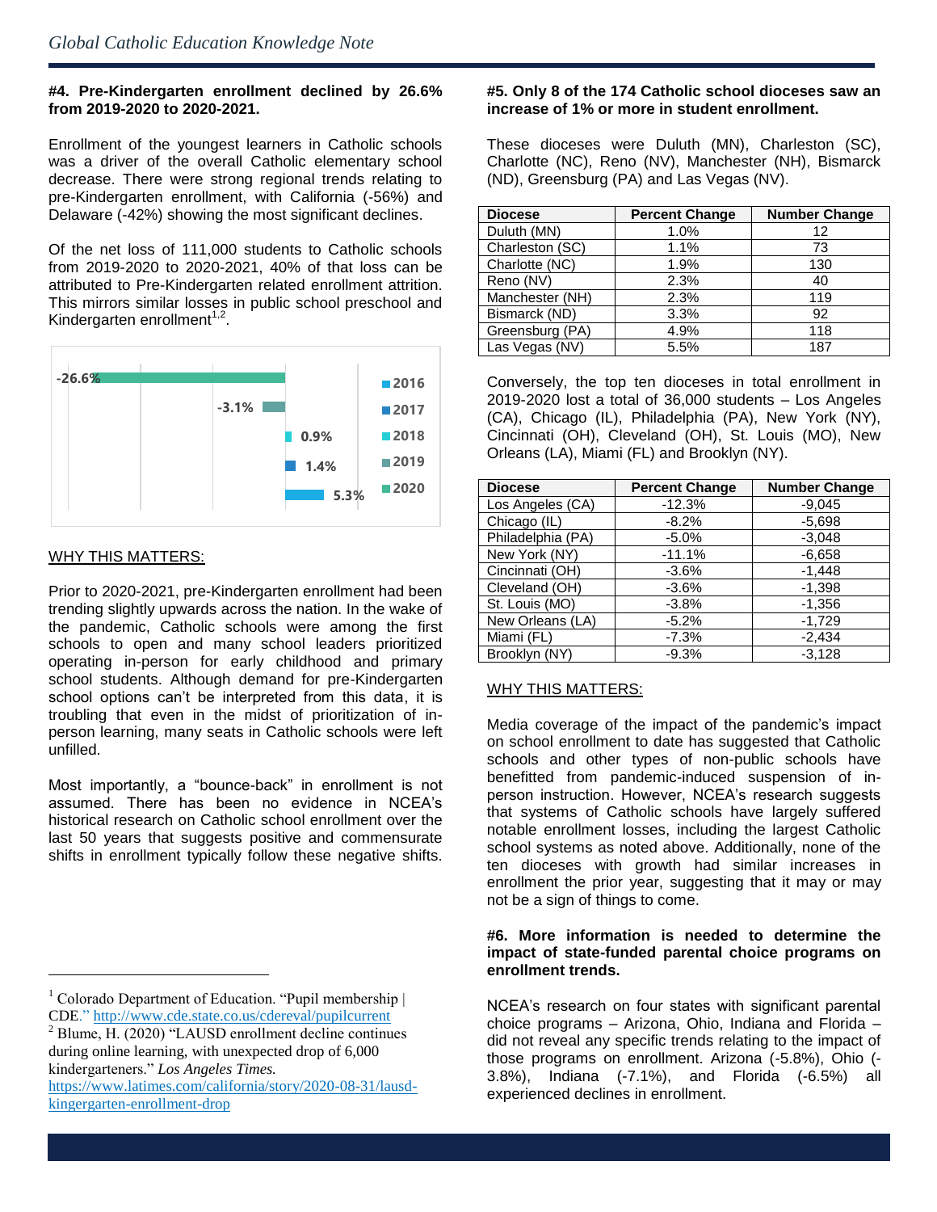#### #4. Pre-Kindergarten enrollment declined by 26.6% from 2019-2020 to 2020-2021.

Enrollment of the youngest learners in Catholic schools was a driver of the overall Catholic elementary school decrease. There were strong regional trends relating to pre-Kindergarten enrollment, with California (-56%) and Delaware (-42%) showing the most significant declines.

Of the net loss of 111,000 students to Catholic schools from 2019-2020 to 2020-2021, 40% of that loss can be attributed to Pre-Kindergarten related enrollment attrition. This mirrors similar losses in public school preschool and Kindergarten enrollment[1,2].

| Year | Change |
|---|---|
| 2016 | 5.3% |
| 2017 | 1.4% |
| 2018 | 0.9% |
| 2019 | -3.1% |
| 2020 | -26.6% |

WHY THIS MATTERS:

Prior to 2020-2021, pre-Kindergarten enrollment had been trending slightly upwards across the nation. In the wake of the pandemic, Catholic schools were among the first schools to open and many school leaders prioritized operating in-person for early childhood and primary school students. Although demand for pre-Kindergarten school options can't be interpreted from this data, it is troubling that even in the midst of prioritization of in-person learning, many seats in Catholic schools were left unfilled.

Most importantly, a "bounce-back" in enrollment is not assumed. There has been no evidence in NCEA's historical research on Catholic school enrollment over the last 50 years that suggests positive and commensurate shifts in enrollment typically follow these negative shifts.

#### #5. Only 8 of the 174 Catholic school dioceses saw an increase of 1% or more in student enrollment.

These dioceses were Duluth (MN), Charleston (SC), Charlotte (NC), Reno (NV), Manchester (NH), Bismarck (ND), Greensburg (PA) and Las Vegas (NV).

| Diocese | Percent Change | Number Change |
|---|---|---|
| Duluth (MN) | 1.0% | 12 |
| Charleston (SC) | 1.1% | 73 |
| Charlotte (NC) | 1.9% | 130 |
| Reno (NV) | 2.3% | 40 |
| Manchester (NH) | 2.3% | 119 |
| Bismarck (ND) | 3.3% | 92 |
| Greensburg (PA) | 4.9% | 118 |
| Las Vegas (NV) | 5.5% | 187 |

Conversely, the top ten dioceses in total enrollment in 2019-2020 lost a total of 36,000 students – Los Angeles (CA), Chicago (IL), Philadelphia (PA), New York (NY), Cincinnati (OH), Cleveland (OH), St. Louis (MO), New Orleans (LA), Miami (FL) and Brooklyn (NY).

| Diocese | Percent Change | Number Change |
|---|---|---|
| Los Angeles (CA) | -12.3% | -9,045 |
| Chicago (IL) | -8.2% | -5,698 |
| Philadelphia (PA) | -5.0% | -3,048 |
| New York (NY) | -11.1% | -6,658 |
| Cincinnati (OH) | -3.6% | -1,448 |
| Cleveland (OH) | -3.6% | -1,398 |
| St. Louis (MO) | -3.8% | -1,356 |
| New Orleans (LA) | -5.2% | -1,729 |
| Miami (FL) | -7.3% | -2,434 |
| Brooklyn (NY) | -9.3% | -3,128 |

WHY THIS MATTERS:

Media coverage of the impact of the pandemic's impact on school enrollment to date has suggested that Catholic schools and other types of non-public schools have benefitted from pandemic-induced suspension of in-person instruction. However, NCEA's research suggests that systems of Catholic schools have largely suffered notable enrollment losses, including the largest Catholic school systems as noted above. Additionally, none of the ten dioceses with growth had similar increases in enrollment the prior year, suggesting that it may or may not be a sign of things to come.

#### #6. More information is needed to determine the impact of state-funded parental choice programs on enrollment trends.

NCEA's research on four states with significant parental choice programs – Arizona, Ohio, Indiana and Florida – did not reveal any specific trends relating to the impact of those programs on enrollment. Arizona (-5.8%), Ohio (-3.8%), Indiana (-7.1%), and Florida (-6.5%) all experienced declines in enrollment.

---

[1] Colorado Department of Education. "Pupil membership | CDE." http://www.cde.state.co.us/cdereval/pupilcurrent

[2] Blume, H. (2020) "LAUSD enrollment decline continues during online learning, with unexpected drop of 6,000 kindergarteners." *Los Angeles Times.* https://www.latimes.com/california/story/2020-08-31/lausd-kingergarten-enrollment-drop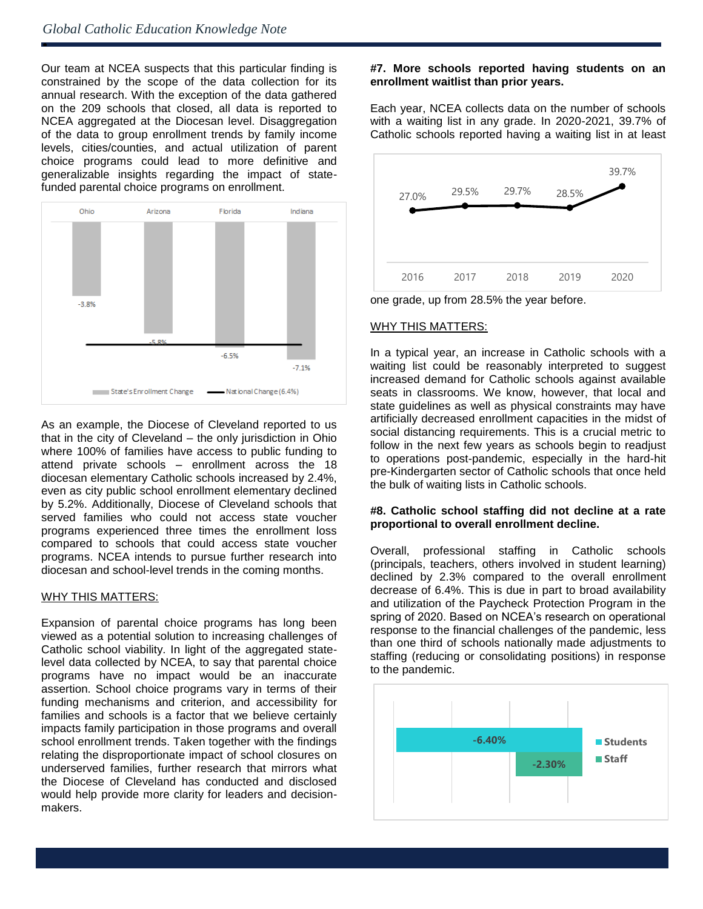Our team at NCEA suspects that this particular finding is constrained by the scope of the data collection for its annual research. With the exception of the data gathered on the 209 schools that closed, all data is reported to NCEA aggregated at the Diocesan level. Disaggregation of the data to group enrollment trends by family income levels, cities/counties, and actual utilization of parent choice programs could lead to more definitive and generalizable insights regarding the impact of state-funded parental choice programs on enrollment.

| | Ohio | Arizona | Florida | Indiana |
|---|---|---|---|---|
| State's Enrollment Change | -3.8% | -5.8% | -6.5% | -7.1% |
| National Change (6.4%) | | | | |

As an example, the Diocese of Cleveland reported to us that in the city of Cleveland – the only jurisdiction in Ohio where 100% of families have access to public funding to attend private schools – enrollment across the 18 diocesan elementary Catholic schools increased by 2.4%, even as city public school enrollment elementary declined by 5.2%. Additionally, Diocese of Cleveland schools that served families who could not access state voucher programs experienced three times the enrollment loss compared to schools that could access state voucher programs. NCEA intends to pursue further research into diocesan and school-level trends in the coming months.

WHY THIS MATTERS:

Expansion of parental choice programs has long been viewed as a potential solution to increasing challenges of Catholic school viability. In light of the aggregated state-level data collected by NCEA, to say that parental choice programs have no impact would be an inaccurate assertion. School choice programs vary in terms of their funding mechanisms and criterion, and accessibility for families and schools is a factor that we believe certainly impacts family participation in those programs and overall school enrollment trends. Taken together with the findings relating the disproportionate impact of school closures on underserved families, further research that mirrors what the Diocese of Cleveland has conducted and disclosed would help provide more clarity for leaders and decision-makers.

**#7. More schools reported having students on an enrollment waitlist than prior years.**

Each year, NCEA collects data on the number of schools with a waiting list in any grade. In 2020-2021, 39.7% of Catholic schools reported having a waiting list in at least one grade, up from 28.5% the year before.

| 2016 | 2017 | 2018 | 2019 | 2020 |
|---|---|---|---|---|
| 27.0% | 29.5% | 29.7% | 28.5% | 39.7% |

WHY THIS MATTERS:

In a typical year, an increase in Catholic schools with a waiting list could be reasonably interpreted to suggest increased demand for Catholic schools against available seats in classrooms. We know, however, that local and state guidelines as well as physical constraints may have artificially decreased enrollment capacities in the midst of social distancing requirements. This is a crucial metric to follow in the next few years as schools begin to readjust to operations post-pandemic, especially in the hard-hit pre-Kindergarten sector of Catholic schools that once held the bulk of waiting lists in Catholic schools.

**#8. Catholic school staffing did not decline at a rate proportional to overall enrollment decline.**

Overall, professional staffing in Catholic schools (principals, teachers, others involved in student learning) declined by 2.3% compared to the overall enrollment decrease of 6.4%. This is due in part to broad availability and utilization of the Paycheck Protection Program in the spring of 2020. Based on NCEA's research on operational response to the financial challenges of the pandemic, less than one third of schools nationally made adjustments to staffing (reducing or consolidating positions) in response to the pandemic.

| | Change |
|---|---|
| Students | -6.40% |
| Staff | -2.30% |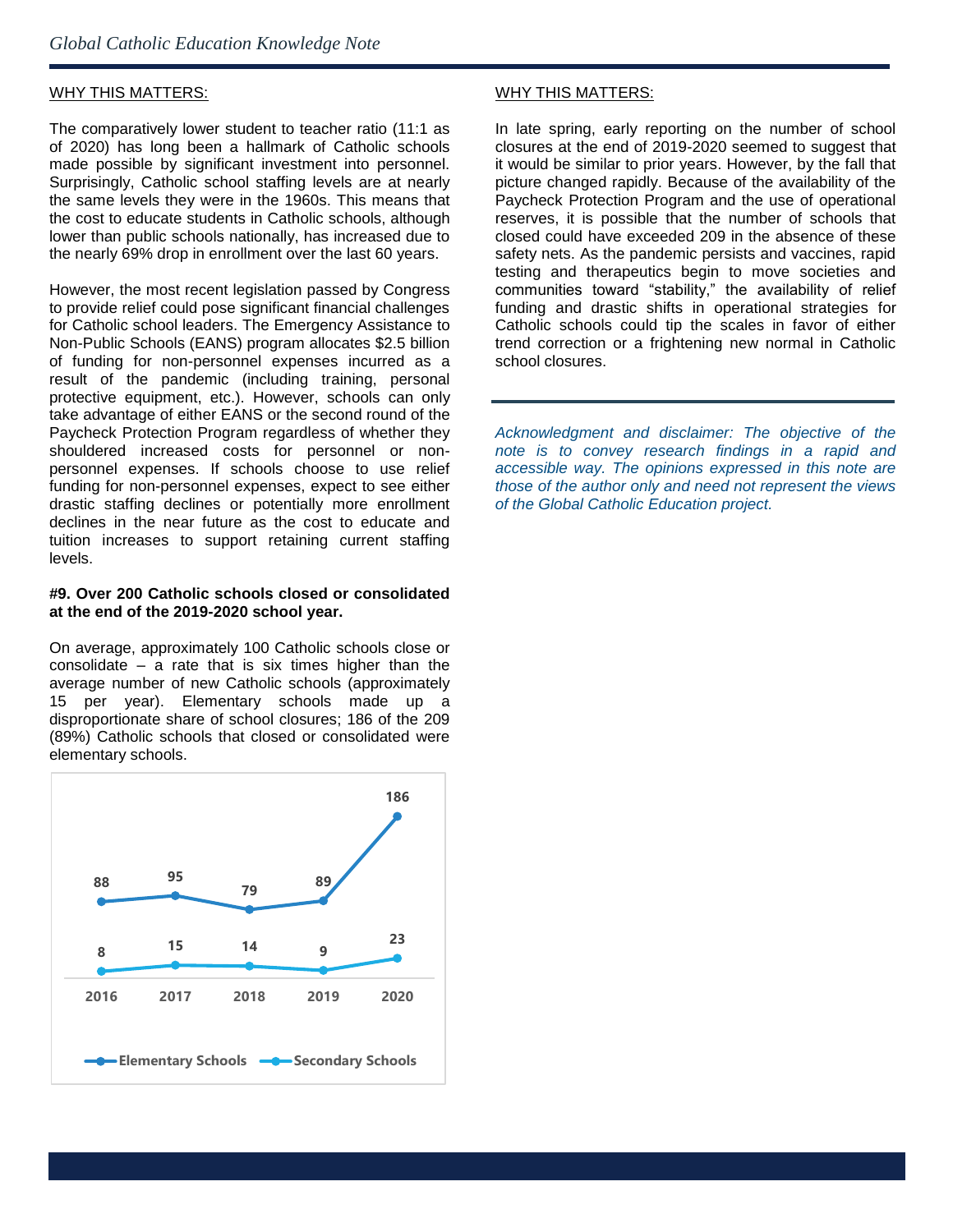WHY THIS MATTERS:

The comparatively lower student to teacher ratio (11:1 as of 2020) has long been a hallmark of Catholic schools made possible by significant investment into personnel. Surprisingly, Catholic school staffing levels are at nearly the same levels they were in the 1960s. This means that the cost to educate students in Catholic schools, although lower than public schools nationally, has increased due to the nearly 69% drop in enrollment over the last 60 years.

However, the most recent legislation passed by Congress to provide relief could pose significant financial challenges for Catholic school leaders. The Emergency Assistance to Non-Public Schools (EANS) program allocates $2.5 billion of funding for non-personnel expenses incurred as a result of the pandemic (including training, personal protective equipment, etc.). However, schools can only take advantage of either EANS or the second round of the Paycheck Protection Program regardless of whether they shouldered increased costs for personnel or non-personnel expenses. If schools choose to use relief funding for non-personnel expenses, expect to see either drastic staffing declines or potentially more enrollment declines in the near future as the cost to educate and tuition increases to support retaining current staffing levels.

**#9. Over 200 Catholic schools closed or consolidated at the end of the 2019-2020 school year.**

On average, approximately 100 Catholic schools close or consolidate – a rate that is six times higher than the average number of new Catholic schools (approximately 15 per year). Elementary schools made up a disproportionate share of school closures; 186 of the 209 (89%) Catholic schools that closed or consolidated were elementary schools.

88
95
79
89
186

8
15
14
9
23

2016
2017
2018
2019
2020

Elementary Schools
Secondary Schools

WHY THIS MATTERS:

In late spring, early reporting on the number of school closures at the end of 2019-2020 seemed to suggest that it would be similar to prior years. However, by the fall that picture changed rapidly. Because of the availability of the Paycheck Protection Program and the use of operational reserves, it is possible that the number of schools that closed could have exceeded 209 in the absence of these safety nets. As the pandemic persists and vaccines, rapid testing and therapeutics begin to move societies and communities toward "stability," the availability of relief funding and drastic shifts in operational strategies for Catholic schools could tip the scales in favor of either trend correction or a frightening new normal in Catholic school closures.

---

*Acknowledgment and disclaimer: The objective of the note is to convey research findings in a rapid and accessible way. The opinions expressed in this note are those of the author only and need not represent the views of the Global Catholic Education project.*